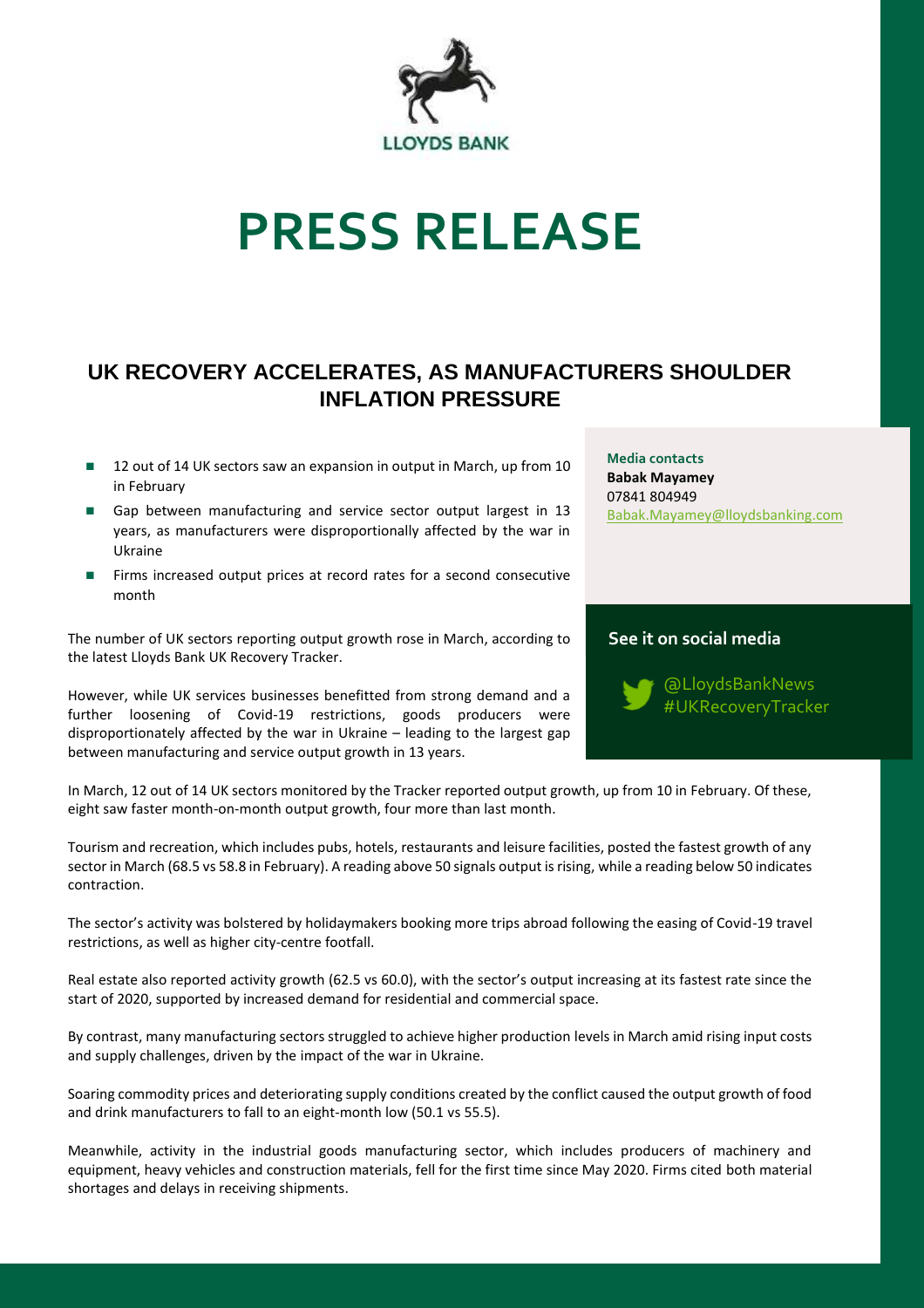LLOYDS BANK

# PRESS RELEASE

## UK RECOVERY ACCELERATES, AS MANUFACTURERS SHOULDER INFLATION PRESSURE

- 12 out of 14 UK sectors saw an expansion in output in March, up from 10 in February
- Gap between manufacturing and service sector output largest in 13 years, as manufacturers were disproportionally affected by the war in Ukraine
- Firms increased output prices at record rates for a second consecutive month

**Media contacts**
**Babak Mayamey**
07841 804949
Babak.Mayamey@lloydsbanking.com

**See it on social media**

@LloydsBankNews
#UKRecoveryTracker

The number of UK sectors reporting output growth rose in March, according to the latest Lloyds Bank UK Recovery Tracker.

However, while UK services businesses benefitted from strong demand and a further loosening of Covid-19 restrictions, goods producers were disproportionately affected by the war in Ukraine – leading to the largest gap between manufacturing and service output growth in 13 years.

In March, 12 out of 14 UK sectors monitored by the Tracker reported output growth, up from 10 in February. Of these, eight saw faster month-on-month output growth, four more than last month.

Tourism and recreation, which includes pubs, hotels, restaurants and leisure facilities, posted the fastest growth of any sector in March (68.5 vs 58.8 in February). A reading above 50 signals output is rising, while a reading below 50 indicates contraction.

The sector's activity was bolstered by holidaymakers booking more trips abroad following the easing of Covid-19 travel restrictions, as well as higher city-centre footfall.

Real estate also reported activity growth (62.5 vs 60.0), with the sector's output increasing at its fastest rate since the start of 2020, supported by increased demand for residential and commercial space.

By contrast, many manufacturing sectors struggled to achieve higher production levels in March amid rising input costs and supply challenges, driven by the impact of the war in Ukraine.

Soaring commodity prices and deteriorating supply conditions created by the conflict caused the output growth of food and drink manufacturers to fall to an eight-month low (50.1 vs 55.5).

Meanwhile, activity in the industrial goods manufacturing sector, which includes producers of machinery and equipment, heavy vehicles and construction materials, fell for the first time since May 2020. Firms cited both material shortages and delays in receiving shipments.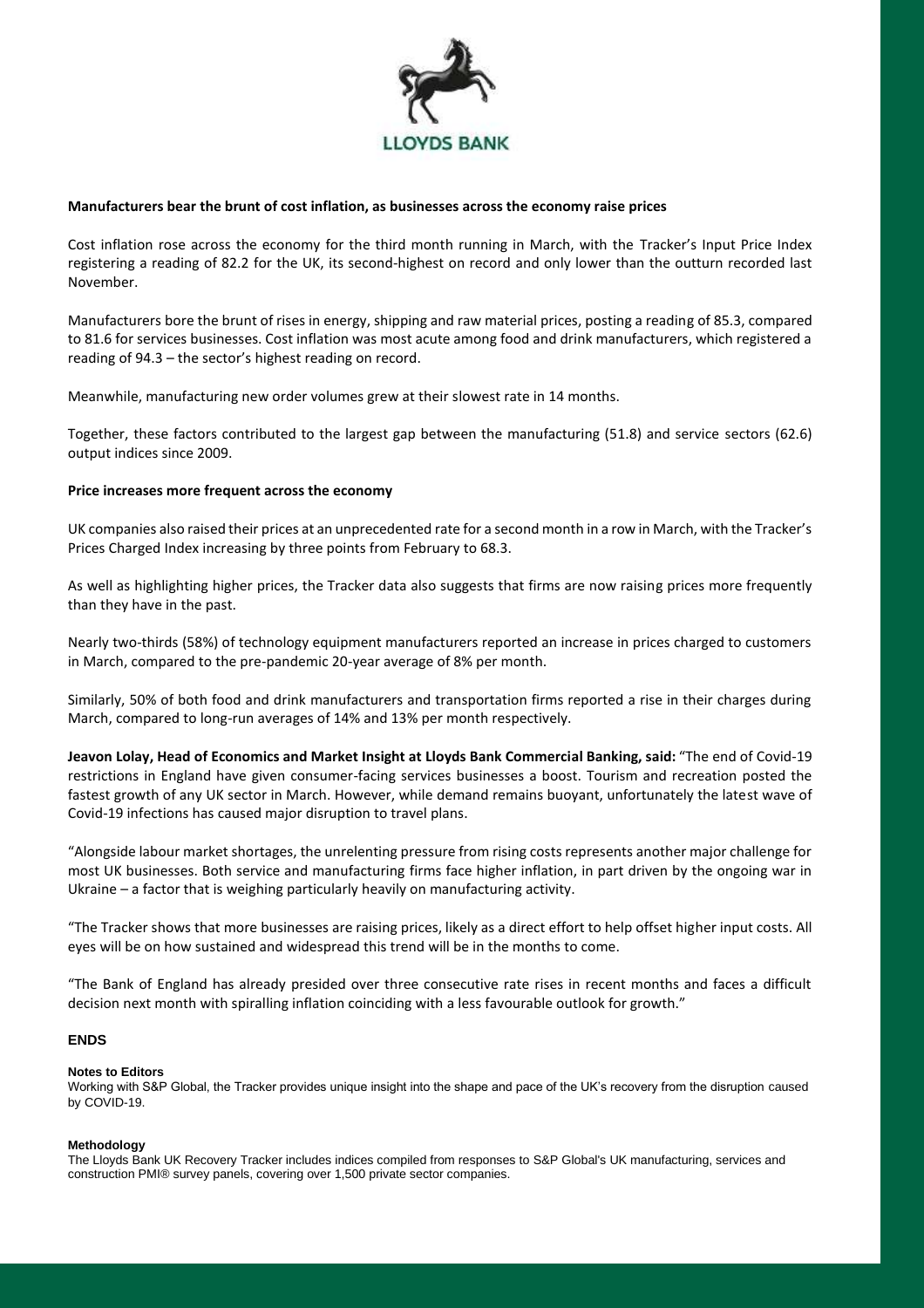**Manufacturers bear the brunt of cost inflation, as businesses across the economy raise prices**

Cost inflation rose across the economy for the third month running in March, with the Tracker's Input Price Index registering a reading of 82.2 for the UK, its second-highest on record and only lower than the outturn recorded last November.

Manufacturers bore the brunt of rises in energy, shipping and raw material prices, posting a reading of 85.3, compared to 81.6 for services businesses. Cost inflation was most acute among food and drink manufacturers, which registered a reading of 94.3 – the sector's highest reading on record.

Meanwhile, manufacturing new order volumes grew at their slowest rate in 14 months.

Together, these factors contributed to the largest gap between the manufacturing (51.8) and service sectors (62.6) output indices since 2009.

**Price increases more frequent across the economy**

UK companies also raised their prices at an unprecedented rate for a second month in a row in March, with the Tracker's Prices Charged Index increasing by three points from February to 68.3.

As well as highlighting higher prices, the Tracker data also suggests that firms are now raising prices more frequently than they have in the past.

Nearly two-thirds (58%) of technology equipment manufacturers reported an increase in prices charged to customers in March, compared to the pre-pandemic 20-year average of 8% per month.

Similarly, 50% of both food and drink manufacturers and transportation firms reported a rise in their charges during March, compared to long-run averages of 14% and 13% per month respectively.

**Jeavon Lolay, Head of Economics and Market Insight at Lloyds Bank Commercial Banking, said:** "The end of Covid-19 restrictions in England have given consumer-facing services businesses a boost. Tourism and recreation posted the fastest growth of any UK sector in March. However, while demand remains buoyant, unfortunately the latest wave of Covid-19 infections has caused major disruption to travel plans.

"Alongside labour market shortages, the unrelenting pressure from rising costs represents another major challenge for most UK businesses. Both service and manufacturing firms face higher inflation, in part driven by the ongoing war in Ukraine – a factor that is weighing particularly heavily on manufacturing activity.

"The Tracker shows that more businesses are raising prices, likely as a direct effort to help offset higher input costs. All eyes will be on how sustained and widespread this trend will be in the months to come.

"The Bank of England has already presided over three consecutive rate rises in recent months and faces a difficult decision next month with spiralling inflation coinciding with a less favourable outlook for growth."

**ENDS**

**Notes to Editors**

Working with S&P Global, the Tracker provides unique insight into the shape and pace of the UK's recovery from the disruption caused by COVID-19.

**Methodology**

The Lloyds Bank UK Recovery Tracker includes indices compiled from responses to S&P Global's UK manufacturing, services and construction PMI® survey panels, covering over 1,500 private sector companies.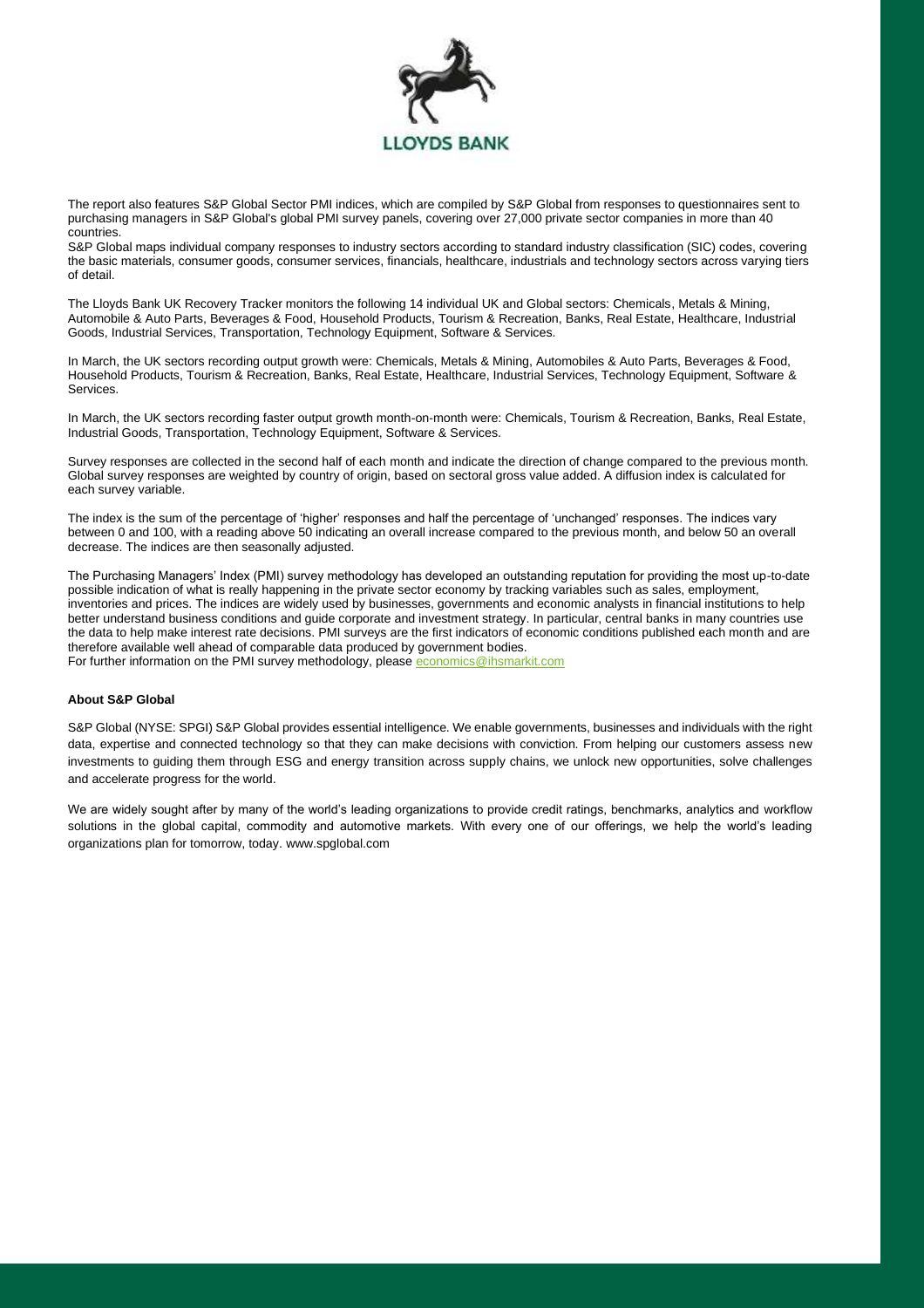The report also features S&P Global Sector PMI indices, which are compiled by S&P Global from responses to questionnaires sent to purchasing managers in S&P Global's global PMI survey panels, covering over 27,000 private sector companies in more than 40 countries.

S&P Global maps individual company responses to industry sectors according to standard industry classification (SIC) codes, covering the basic materials, consumer goods, consumer services, financials, healthcare, industrials and technology sectors across varying tiers of detail.

The Lloyds Bank UK Recovery Tracker monitors the following 14 individual UK and Global sectors: Chemicals, Metals & Mining, Automobile & Auto Parts, Beverages & Food, Household Products, Tourism & Recreation, Banks, Real Estate, Healthcare, Industrial Goods, Industrial Services, Transportation, Technology Equipment, Software & Services.

In March, the UK sectors recording output growth were: Chemicals, Metals & Mining, Automobiles & Auto Parts, Beverages & Food, Household Products, Tourism & Recreation, Banks, Real Estate, Healthcare, Industrial Services, Technology Equipment, Software & Services.

In March, the UK sectors recording faster output growth month-on-month were: Chemicals, Tourism & Recreation, Banks, Real Estate, Industrial Goods, Transportation, Technology Equipment, Software & Services.

Survey responses are collected in the second half of each month and indicate the direction of change compared to the previous month. Global survey responses are weighted by country of origin, based on sectoral gross value added. A diffusion index is calculated for each survey variable.

The index is the sum of the percentage of 'higher' responses and half the percentage of 'unchanged' responses. The indices vary between 0 and 100, with a reading above 50 indicating an overall increase compared to the previous month, and below 50 an overall decrease. The indices are then seasonally adjusted.

The Purchasing Managers' Index (PMI) survey methodology has developed an outstanding reputation for providing the most up-to-date possible indication of what is really happening in the private sector economy by tracking variables such as sales, employment, inventories and prices. The indices are widely used by businesses, governments and economic analysts in financial institutions to help better understand business conditions and guide corporate and investment strategy. In particular, central banks in many countries use the data to help make interest rate decisions. PMI surveys are the first indicators of economic conditions published each month and are therefore available well ahead of comparable data produced by government bodies.
For further information on the PMI survey methodology, please economics@ihsmarkit.com

**About S&P Global**

S&P Global (NYSE: SPGI) S&P Global provides essential intelligence. We enable governments, businesses and individuals with the right data, expertise and connected technology so that they can make decisions with conviction. From helping our customers assess new investments to guiding them through ESG and energy transition across supply chains, we unlock new opportunities, solve challenges and accelerate progress for the world.

We are widely sought after by many of the world's leading organizations to provide credit ratings, benchmarks, analytics and workflow solutions in the global capital, commodity and automotive markets. With every one of our offerings, we help the world's leading organizations plan for tomorrow, today. www.spglobal.com